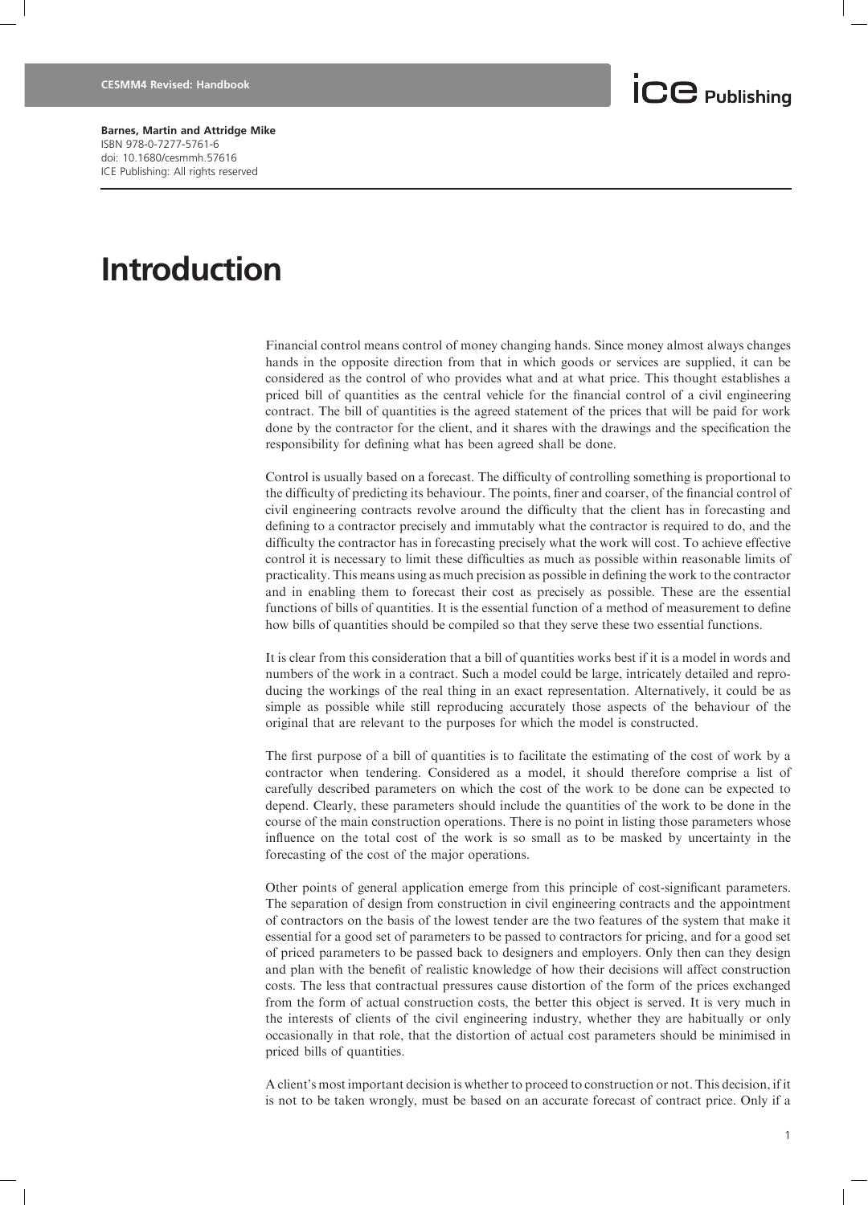**Barnes, Martin and Attridge Mike**
ISBN 978-0-7277-5761-6
doi: 10.1680/cesmmh.57616
ICE Publishing: All rights reserved

# Introduction

Financial control means control of money changing hands. Since money almost always changes hands in the opposite direction from that in which goods or services are supplied, it can be considered as the control of who provides what and at what price. This thought establishes a priced bill of quantities as the central vehicle for the financial control of a civil engineering contract. The bill of quantities is the agreed statement of the prices that will be paid for work done by the contractor for the client, and it shares with the drawings and the specification the responsibility for defining what has been agreed shall be done.

Control is usually based on a forecast. The difficulty of controlling something is proportional to the difficulty of predicting its behaviour. The points, finer and coarser, of the financial control of civil engineering contracts revolve around the difficulty that the client has in forecasting and defining to a contractor precisely and immutably what the contractor is required to do, and the difficulty the contractor has in forecasting precisely what the work will cost. To achieve effective control it is necessary to limit these difficulties as much as possible within reasonable limits of practicality. This means using as much precision as possible in defining the work to the contractor and in enabling them to forecast their cost as precisely as possible. These are the essential functions of bills of quantities. It is the essential function of a method of measurement to define how bills of quantities should be compiled so that they serve these two essential functions.

It is clear from this consideration that a bill of quantities works best if it is a model in words and numbers of the work in a contract. Such a model could be large, intricately detailed and reproducing the workings of the real thing in an exact representation. Alternatively, it could be as simple as possible while still reproducing accurately those aspects of the behaviour of the original that are relevant to the purposes for which the model is constructed.

The first purpose of a bill of quantities is to facilitate the estimating of the cost of work by a contractor when tendering. Considered as a model, it should therefore comprise a list of carefully described parameters on which the cost of the work to be done can be expected to depend. Clearly, these parameters should include the quantities of the work to be done in the course of the main construction operations. There is no point in listing those parameters whose influence on the total cost of the work is so small as to be masked by uncertainty in the forecasting of the cost of the major operations.

Other points of general application emerge from this principle of cost-significant parameters. The separation of design from construction in civil engineering contracts and the appointment of contractors on the basis of the lowest tender are the two features of the system that make it essential for a good set of parameters to be passed to contractors for pricing, and for a good set of priced parameters to be passed back to designers and employers. Only then can they design and plan with the benefit of realistic knowledge of how their decisions will affect construction costs. The less that contractual pressures cause distortion of the form of the prices exchanged from the form of actual construction costs, the better this object is served. It is very much in the interests of clients of the civil engineering industry, whether they are habitually or only occasionally in that role, that the distortion of actual cost parameters should be minimised in priced bills of quantities.

A client's most important decision is whether to proceed to construction or not. This decision, if it is not to be taken wrongly, must be based on an accurate forecast of contract price. Only if a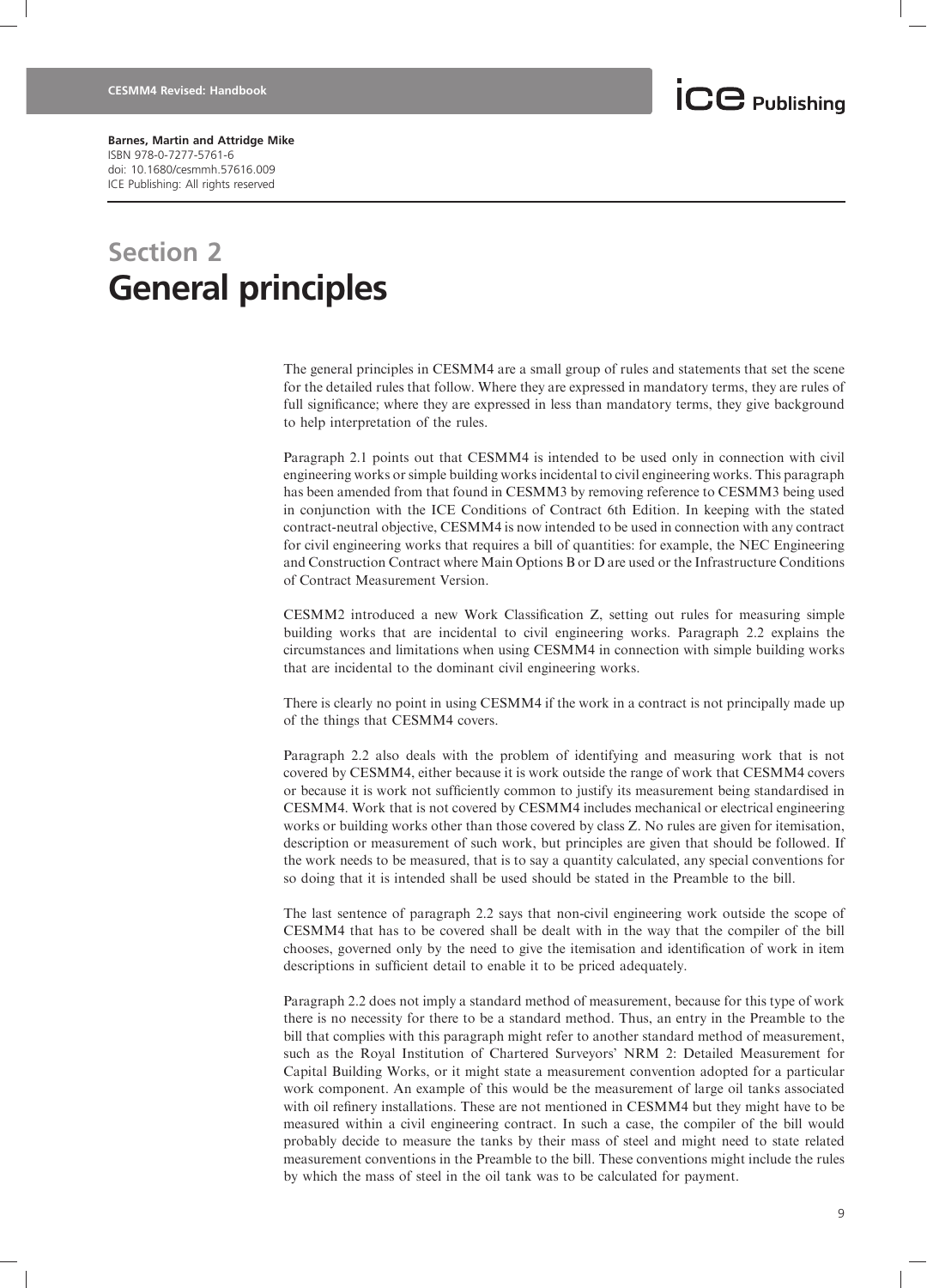Barnes, Martin and Attridge Mike
ISBN 978-0-7277-5761-6
doi: 10.1680/cesmmh.57616.009
ICE Publishing: All rights reserved

# Section 2
# General principles

The general principles in CESMM4 are a small group of rules and statements that set the scene for the detailed rules that follow. Where they are expressed in mandatory terms, they are rules of full significance; where they are expressed in less than mandatory terms, they give background to help interpretation of the rules.

Paragraph 2.1 points out that CESMM4 is intended to be used only in connection with civil engineering works or simple building works incidental to civil engineering works. This paragraph has been amended from that found in CESMM3 by removing reference to CESMM3 being used in conjunction with the ICE Conditions of Contract 6th Edition. In keeping with the stated contract-neutral objective, CESMM4 is now intended to be used in connection with any contract for civil engineering works that requires a bill of quantities: for example, the NEC Engineering and Construction Contract where Main Options B or D are used or the Infrastructure Conditions of Contract Measurement Version.

CESMM2 introduced a new Work Classification Z, setting out rules for measuring simple building works that are incidental to civil engineering works. Paragraph 2.2 explains the circumstances and limitations when using CESMM4 in connection with simple building works that are incidental to the dominant civil engineering works.

There is clearly no point in using CESMM4 if the work in a contract is not principally made up of the things that CESMM4 covers.

Paragraph 2.2 also deals with the problem of identifying and measuring work that is not covered by CESMM4, either because it is work outside the range of work that CESMM4 covers or because it is work not sufficiently common to justify its measurement being standardised in CESMM4. Work that is not covered by CESMM4 includes mechanical or electrical engineering works or building works other than those covered by class Z. No rules are given for itemisation, description or measurement of such work, but principles are given that should be followed. If the work needs to be measured, that is to say a quantity calculated, any special conventions for so doing that it is intended shall be used should be stated in the Preamble to the bill.

The last sentence of paragraph 2.2 says that non-civil engineering work outside the scope of CESMM4 that has to be covered shall be dealt with in the way that the compiler of the bill chooses, governed only by the need to give the itemisation and identification of work in item descriptions in sufficient detail to enable it to be priced adequately.

Paragraph 2.2 does not imply a standard method of measurement, because for this type of work there is no necessity for there to be a standard method. Thus, an entry in the Preamble to the bill that complies with this paragraph might refer to another standard method of measurement, such as the Royal Institution of Chartered Surveyors' NRM 2: Detailed Measurement for Capital Building Works, or it might state a measurement convention adopted for a particular work component. An example of this would be the measurement of large oil tanks associated with oil refinery installations. These are not mentioned in CESMM4 but they might have to be measured within a civil engineering contract. In such a case, the compiler of the bill would probably decide to measure the tanks by their mass of steel and might need to state related measurement conventions in the Preamble to the bill. These conventions might include the rules by which the mass of steel in the oil tank was to be calculated for payment.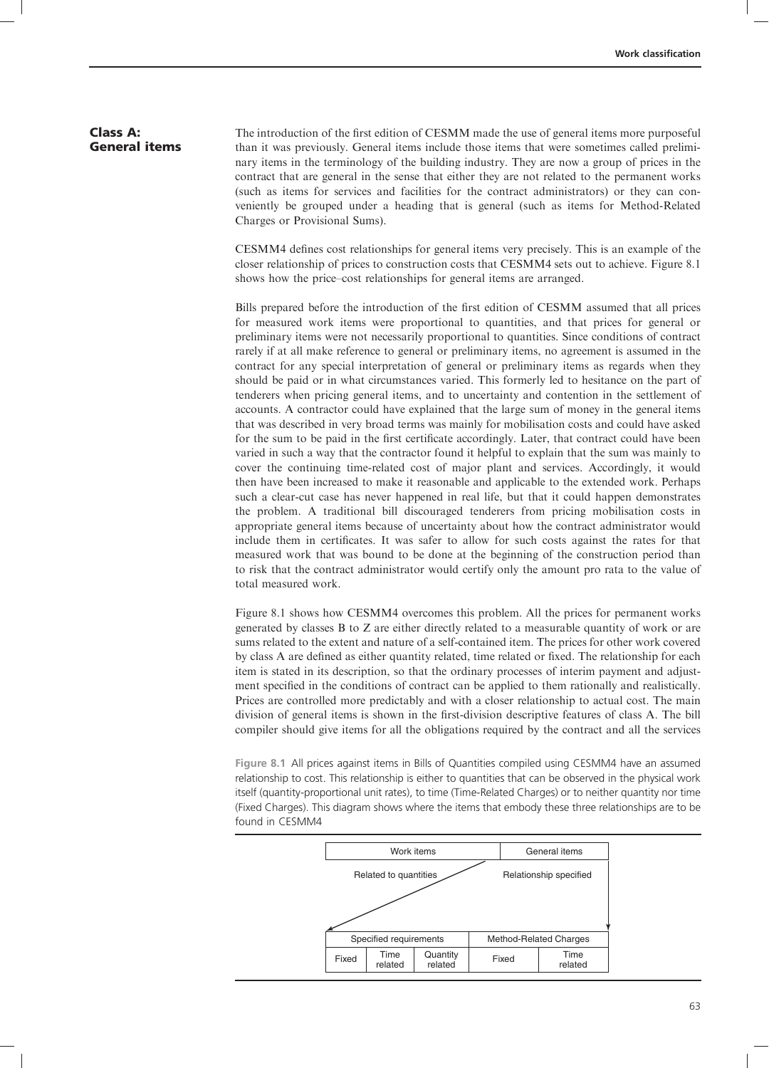## Class A: General items

The introduction of the first edition of CESMM made the use of general items more purposeful than it was previously. General items include those items that were sometimes called preliminary items in the terminology of the building industry. They are now a group of prices in the contract that are general in the sense that either they are not related to the permanent works (such as items for services and facilities for the contract administrators) or they can conveniently be grouped under a heading that is general (such as items for Method-Related Charges or Provisional Sums).

CESMM4 defines cost relationships for general items very precisely. This is an example of the closer relationship of prices to construction costs that CESMM4 sets out to achieve. Figure 8.1 shows how the price–cost relationships for general items are arranged.

Bills prepared before the introduction of the first edition of CESMM assumed that all prices for measured work items were proportional to quantities, and that prices for general or preliminary items were not necessarily proportional to quantities. Since conditions of contract rarely if at all make reference to general or preliminary items, no agreement is assumed in the contract for any special interpretation of general or preliminary items as regards when they should be paid or in what circumstances varied. This formerly led to hesitance on the part of tenderers when pricing general items, and to uncertainty and contention in the settlement of accounts. A contractor could have explained that the large sum of money in the general items that was described in very broad terms was mainly for mobilisation costs and could have asked for the sum to be paid in the first certificate accordingly. Later, that contract could have been varied in such a way that the contractor found it helpful to explain that the sum was mainly to cover the continuing time-related cost of major plant and services. Accordingly, it would then have been increased to make it reasonable and applicable to the extended work. Perhaps such a clear-cut case has never happened in real life, but that it could happen demonstrates the problem. A traditional bill discouraged tenderers from pricing mobilisation costs in appropriate general items because of uncertainty about how the contract administrator would include them in certificates. It was safer to allow for such costs against the rates for that measured work that was bound to be done at the beginning of the construction period than to risk that the contract administrator would certify only the amount pro rata to the value of total measured work.

Figure 8.1 shows how CESMM4 overcomes this problem. All the prices for permanent works generated by classes B to Z are either directly related to a measurable quantity of work or are sums related to the extent and nature of a self-contained item. The prices for other work covered by class A are defined as either quantity related, time related or fixed. The relationship for each item is stated in its description, so that the ordinary processes of interim payment and adjustment specified in the conditions of contract can be applied to them rationally and realistically. Prices are controlled more predictably and with a closer relationship to actual cost. The main division of general items is shown in the first-division descriptive features of class A. The bill compiler should give items for all the obligations required by the contract and all the services

Figure 8.1 All prices against items in Bills of Quantities compiled using CESMM4 have an assumed relationship to cost. This relationship is either to quantities that can be observed in the physical work itself (quantity-proportional unit rates), to time (Time-Related Charges) or to neither quantity nor time (Fixed Charges). This diagram shows where the items that embody these three relationships are to be found in CESMM4

| Work items | | | General items | |
|---|---|---|---|---|
| Related to quantities | | | Relationship specified | |
| Specified requirements | | | Method-Related Charges | |
| Fixed | Time related | Quantity related | Fixed | Time related |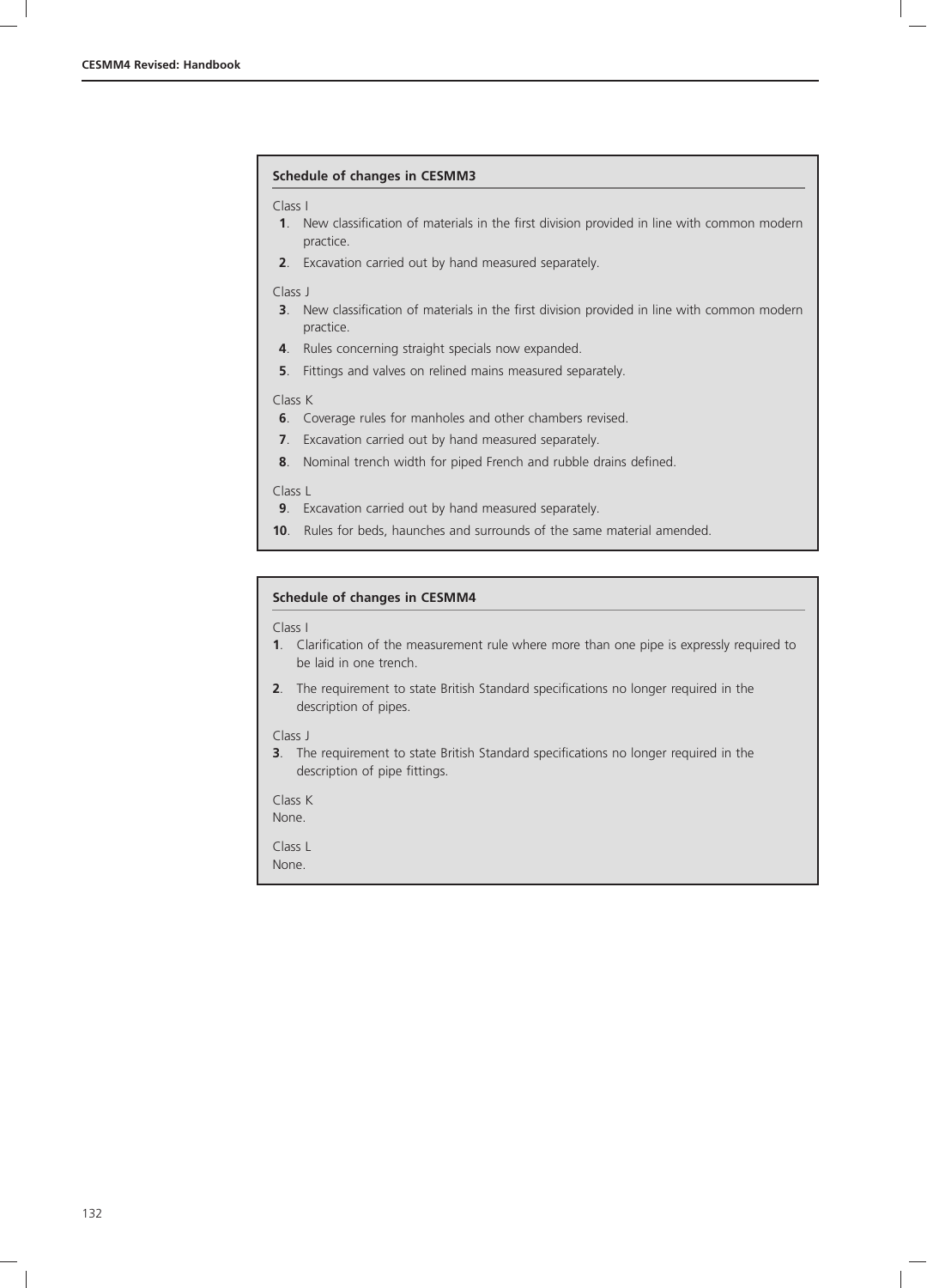**Schedule of changes in CESMM3**

Class I

**1**. New classification of materials in the first division provided in line with common modern practice.

**2**. Excavation carried out by hand measured separately.

Class J

**3**. New classification of materials in the first division provided in line with common modern practice.

**4**. Rules concerning straight specials now expanded.

**5**. Fittings and valves on relined mains measured separately.

Class K

**6**. Coverage rules for manholes and other chambers revised.

**7**. Excavation carried out by hand measured separately.

**8**. Nominal trench width for piped French and rubble drains defined.

Class L

**9**. Excavation carried out by hand measured separately.

**10**. Rules for beds, haunches and surrounds of the same material amended.

**Schedule of changes in CESMM4**

Class I

**1**. Clarification of the measurement rule where more than one pipe is expressly required to be laid in one trench.

**2**. The requirement to state British Standard specifications no longer required in the description of pipes.

Class J

**3**. The requirement to state British Standard specifications no longer required in the description of pipe fittings.

Class K

None.

Class L

None.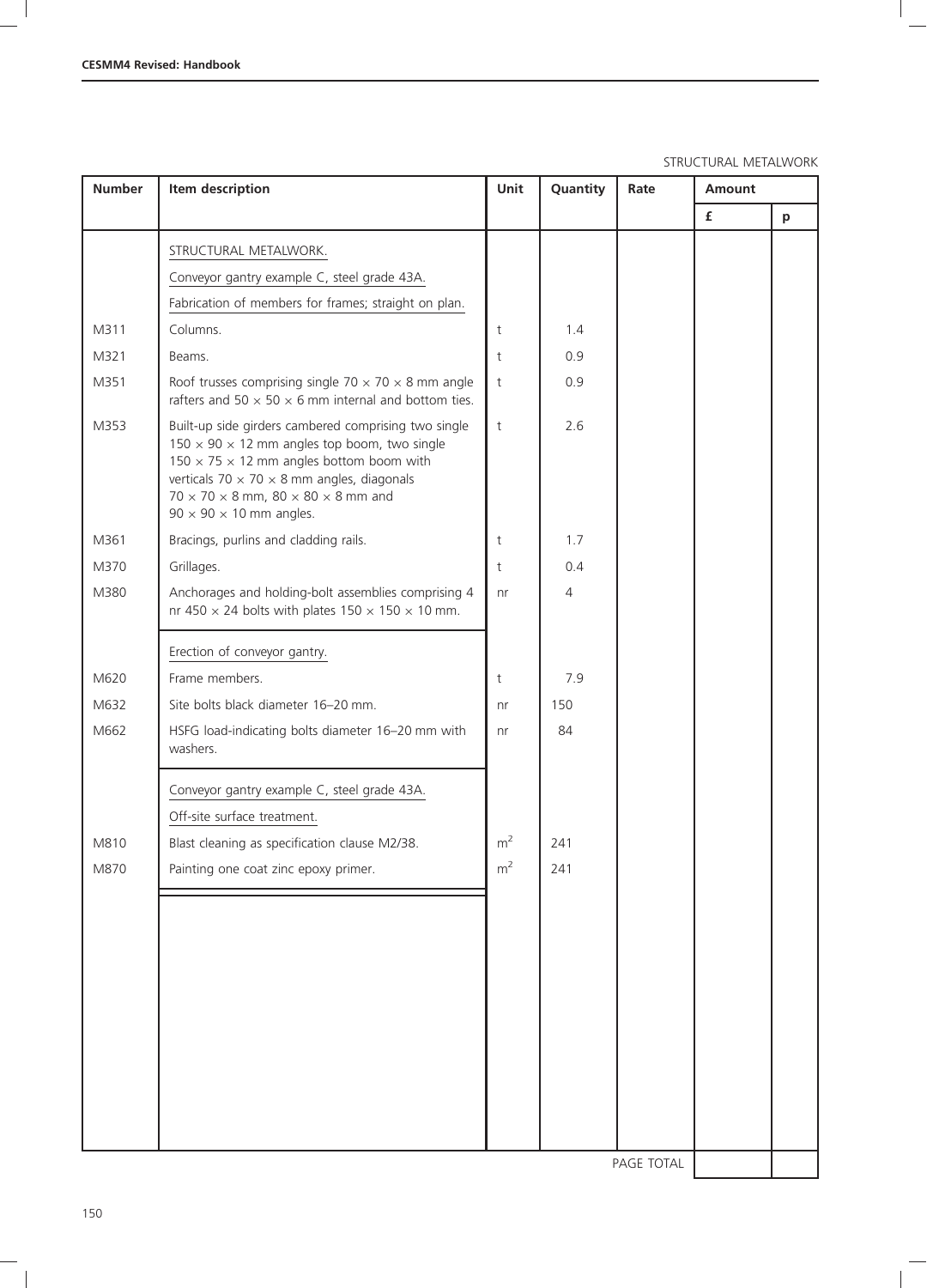STRUCTURAL METALWORK

| Number | Item description | Unit | Quantity | Rate | Amount £ | p |
|---|---|---|---|---|---|---|
| | STRUCTURAL METALWORK. | | | | | |
| | Conveyor gantry example C, steel grade 43A. | | | | | |
| | Fabrication of members for frames; straight on plan. | | | | | |
| M311 | Columns. | t | 1.4 | | | |
| M321 | Beams. | t | 0.9 | | | |
| M351 | Roof trusses comprising single 70 × 70 × 8 mm angle rafters and 50 × 50 × 6 mm internal and bottom ties. | t | 0.9 | | | |
| M353 | Built-up side girders cambered comprising two single 150 × 90 × 12 mm angles top boom, two single 150 × 75 × 12 mm angles bottom boom with verticals 70 × 70 × 8 mm angles, diagonals 70 × 70 × 8 mm, 80 × 80 × 8 mm and 90 × 90 × 10 mm angles. | t | 2.6 | | | |
| M361 | Bracings, purlins and cladding rails. | t | 1.7 | | | |
| M370 | Grillages. | t | 0.4 | | | |
| M380 | Anchorages and holding-bolt assemblies comprising 4 nr 450 × 24 bolts with plates 150 × 150 × 10 mm. | nr | 4 | | | |
| | Erection of conveyor gantry. | | | | | |
| M620 | Frame members. | t | 7.9 | | | |
| M632 | Site bolts black diameter 16–20 mm. | nr | 150 | | | |
| M662 | HSFG load-indicating bolts diameter 16–20 mm with washers. | nr | 84 | | | |
| | Conveyor gantry example C, steel grade 43A. | | | | | |
| | Off-site surface treatment. | | | | | |
| M810 | Blast cleaning as specification clause M2/38. | $m^2$ | 241 | | | |
| M870 | Painting one coat zinc epoxy primer. | $m^2$ | 241 | | | |
| | | | | PAGE TOTAL | | |